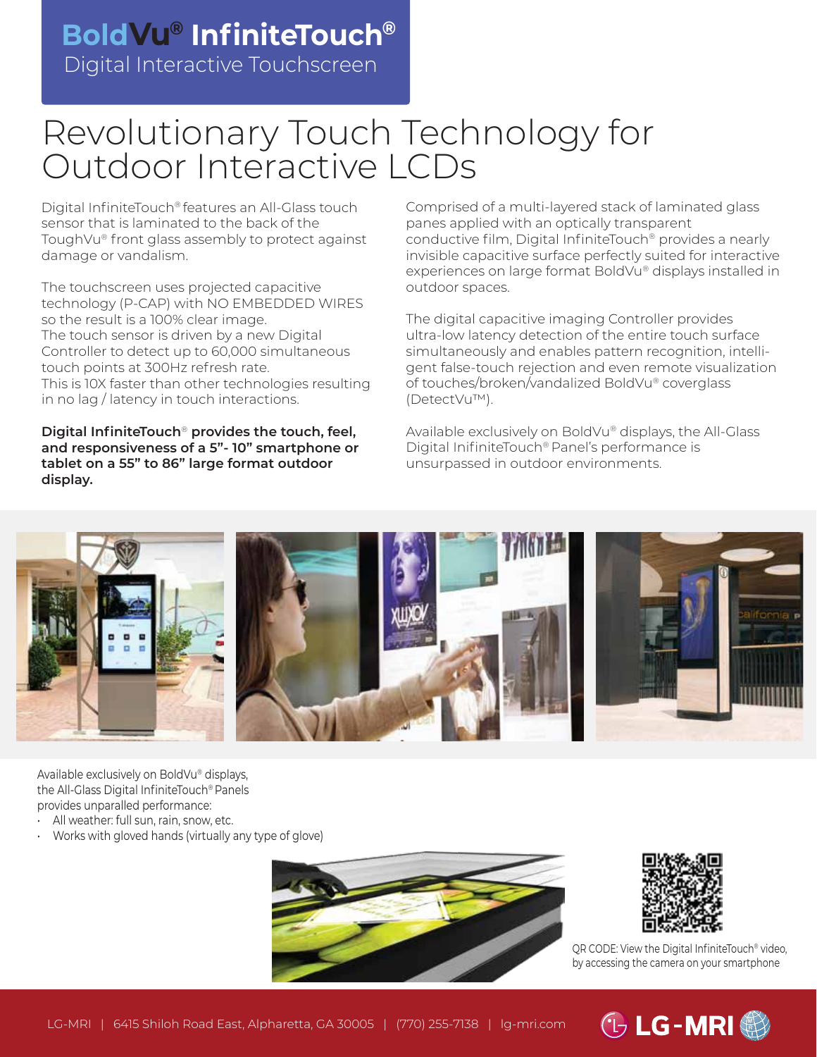# BoldVu® InfiniteTouch®

Digital Interactive Touchscreen

## Revolutionary Touch Technology for Outdoor Interactive LCDs

Digital InfiniteTouch® features an All-Glass touch sensor that is laminated to the back of the ToughVu® front glass assembly to protect against damage or vandalism.

The touchscreen uses projected capacitive technology (P-CAP) with NO EMBEDDED WIRES so the result is a 100% clear image.
The touch sensor is driven by a new Digital Controller to detect up to 60,000 simultaneous touch points at 300Hz refresh rate.
This is 10X faster than other technologies resulting in no lag / latency in touch interactions.

**Digital InfiniteTouch® provides the touch, feel, and responsiveness of a 5"- 10" smartphone or tablet on a 55" to 86" large format outdoor display.**

Comprised of a multi-layered stack of laminated glass panes applied with an optically transparent conductive film, Digital InfiniteTouch® provides a nearly invisible capacitive surface perfectly suited for interactive experiences on large format BoldVu® displays installed in outdoor spaces.

The digital capacitive imaging Controller provides ultra-low latency detection of the entire touch surface simultaneously and enables pattern recognition, intelligent false-touch rejection and even remote visualization of touches/broken/vandalized BoldVu® coverglass (DetectVu™).

Available exclusively on BoldVu® displays, the All-Glass Digital InifiniteTouch® Panel's performance is unsurpassed in outdoor environments.

Available exclusively on BoldVu® displays, the All-Glass Digital InfiniteTouch® Panels provides unparalled performance:

- All weather: full sun, rain, snow, etc.
- Works with gloved hands (virtually any type of glove)

QR CODE: View the Digital InfiniteTouch® video, by accessing the camera on your smartphone

LG-MRI | 6415 Shiloh Road East, Alpharetta, GA 30005 | (770) 255-7138 | lg-mri.com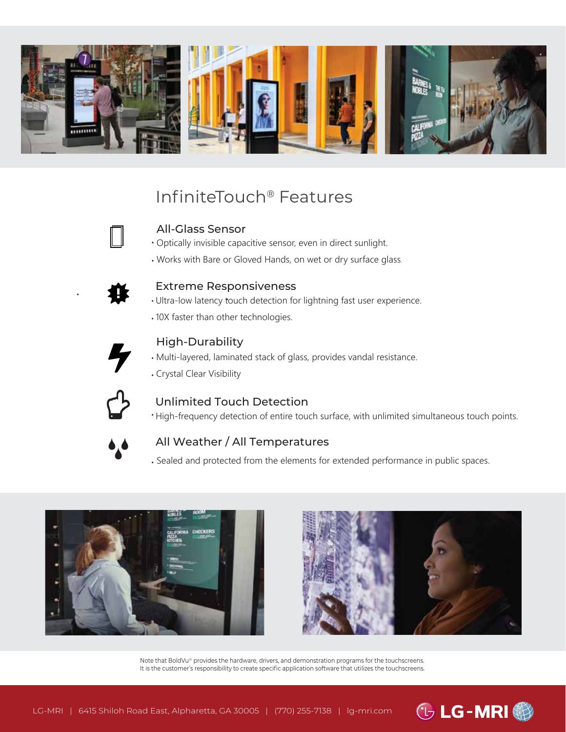# InfiniteTouch® Features

### All-Glass Sensor

- Optically invisible capacitive sensor, even in direct sunlight.
- Works with Bare or Gloved Hands, on wet or dry surface glass.

### Extreme Responsiveness

- Ultra-low latency touch detection for lightning fast user experience.
- 10X faster than other technologies.

### High-Durability

- Multi-layered, laminated stack of glass, provides vandal resistance.
- Crystal Clear Visibility

### Unlimited Touch Detection

- High-frequency detection of entire touch surface, with unlimited simultaneous touch points.

### All Weather / All Temperatures

- Sealed and protected from the elements for extended performance in public spaces.

Note that BoldVu® provides the hardware, drivers, and demonstration programs for the touchscreens. It is the customer's responsibility to create specific application software that utilizes the touchscreens.

LG-MRI | 6415 Shiloh Road East, Alpharetta, GA 30005 | (770) 255-7138 | lg-mri.com